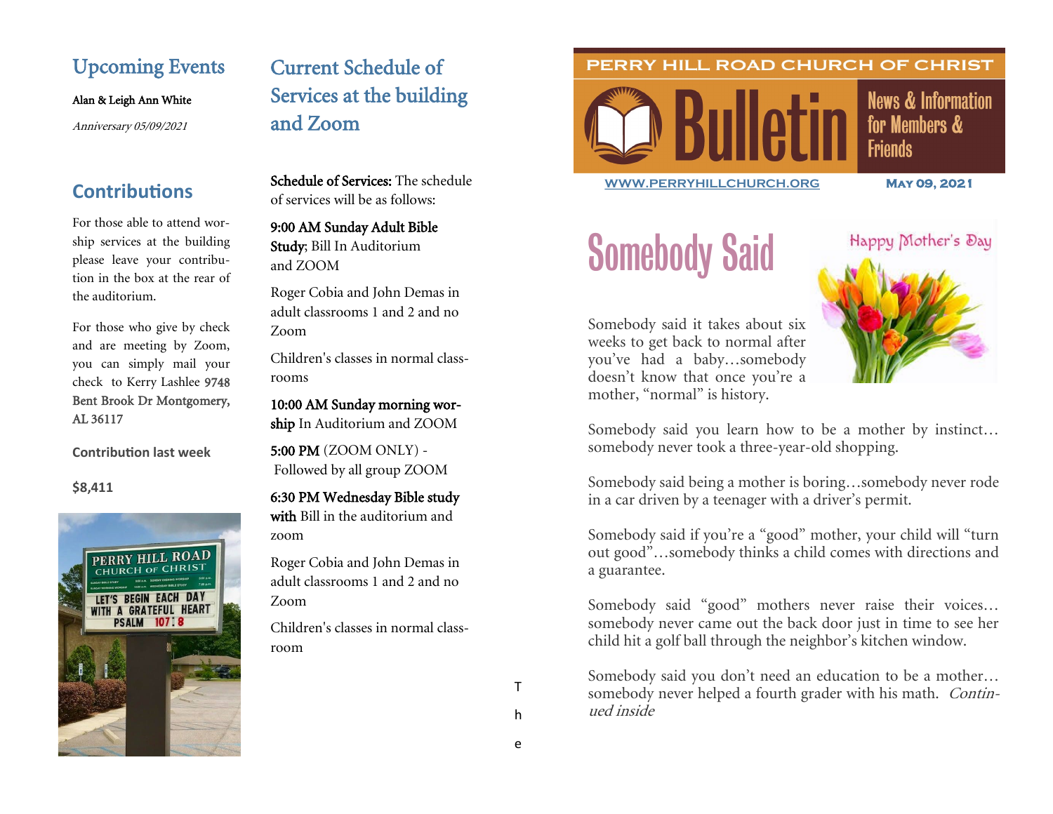## Upcoming Events

Alan & Leigh Ann White

*Anniversary 05/09/2021*

## Contributions

For those able to attend worship services at the building please leave your contribution in the box at the rear of the auditorium.

For those who give by check and are meeting by Zoom, you can simply mail your check to Kerry Lashlee 9748 Bent Brook Dr Montgomery, AL 36117

**Contribution last week**

**$8,411**

## Current Schedule of Services at the building and Zoom

Schedule of Services: The schedule of services will be as follows:

9:00 AM Sunday Adult Bible Study; Bill In Auditorium and ZOOM

Roger Cobia and John Demas in adult classrooms 1 and 2 and no Zoom

Children's classes in normal classrooms

10:00 AM Sunday morning worship In Auditorium and ZOOM

5:00 PM (ZOOM ONLY) - Followed by all group ZOOM

6:30 PM Wednesday Bible study with Bill in the auditorium and zoom

Roger Cobia and John Demas in adult classrooms 1 and 2 and no Zoom

Children's classes in normal classroom

The

PERRY HILL ROAD CHURCH OF CHRIST

# Bulletin

News & Information for Members & Friends

WWW.PERRYHILLCHURCH.ORG

MAY 09, 2021

# Somebody Said

Happy Mother's Day

Somebody said it takes about six weeks to get back to normal after you've had a baby…somebody doesn't know that once you're a mother, "normal" is history.

Somebody said you learn how to be a mother by instinct…somebody never took a three-year-old shopping.

Somebody said being a mother is boring…somebody never rode in a car driven by a teenager with a driver's permit.

Somebody said if you're a "good" mother, your child will "turn out good"…somebody thinks a child comes with directions and a guarantee.

Somebody said "good" mothers never raise their voices…somebody never came out the back door just in time to see her child hit a golf ball through the neighbor's kitchen window.

Somebody said you don't need an education to be a mother…somebody never helped a fourth grader with his math. *Continued inside*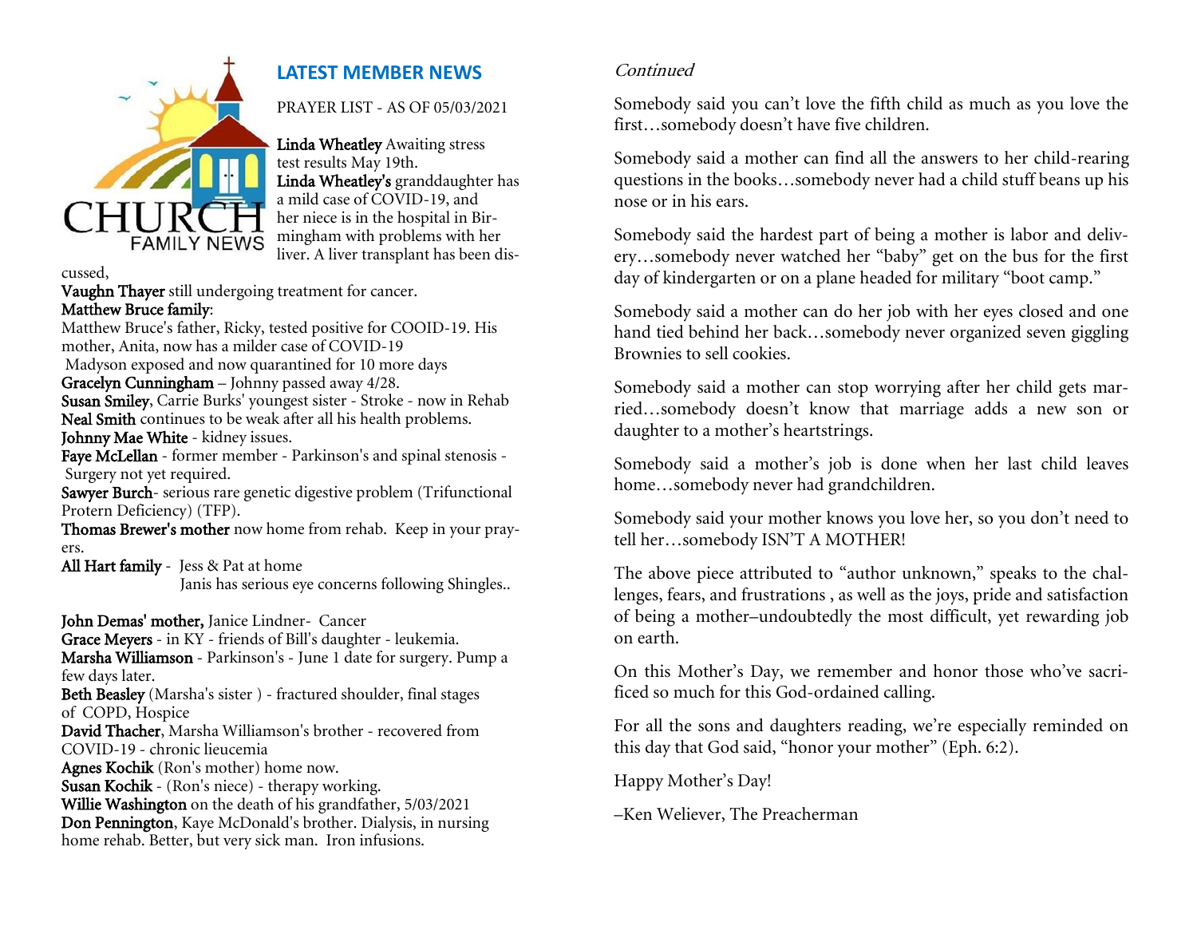## LATEST MEMBER NEWS

PRAYER LIST - AS OF 05/03/2021

**Linda Wheatley** Awaiting stress test results May 19th.
**Linda Wheatley's** granddaughter has a mild case of COVID-19, and her niece is in the hospital in Birmingham with problems with her liver. A liver transplant has been discussed,
**Vaughn Thayer** still undergoing treatment for cancer.
**Matthew Bruce family**:
Matthew Bruce's father, Ricky, tested positive for COOID-19. His mother, Anita, now has a milder case of COVID-19
Madyson exposed and now quarantined for 10 more days
**Gracelyn Cunningham** – Johnny passed away 4/28.
**Susan Smiley**, Carrie Burks' youngest sister - Stroke - now in Rehab
**Neal Smith** continues to be weak after all his health problems.
**Johnny Mae White** - kidney issues.
**Faye McLellan** - former member - Parkinson's and spinal stenosis - Surgery not yet required.
**Sawyer Burch**- serious rare genetic digestive problem (Trifunctional Protern Deficiency) (TFP).
**Thomas Brewer's mother** now home from rehab. Keep in your prayers.
**All Hart family** - Jess & Pat at home
Janis has serious eye concerns following Shingles..

**John Demas' mother,** Janice Lindner- Cancer
**Grace Meyers** - in KY - friends of Bill's daughter - leukemia.
**Marsha Williamson** - Parkinson's - June 1 date for surgery. Pump a few days later.
**Beth Beasley** (Marsha's sister ) - fractured shoulder, final stages of COPD, Hospice
**David Thacher**, Marsha Williamson's brother - recovered from COVID-19 - chronic lieucemia
**Agnes Kochik** (Ron's mother) home now.
**Susan Kochik** - (Ron's niece) - therapy working.
**Willie Washington** on the death of his grandfather, 5/03/2021
**Don Pennington**, Kaye McDonald's brother. Dialysis, in nursing home rehab. Better, but very sick man. Iron infusions.

*Continued*

Somebody said you can't love the fifth child as much as you love the first…somebody doesn't have five children.

Somebody said a mother can find all the answers to her child-rearing questions in the books…somebody never had a child stuff beans up his nose or in his ears.

Somebody said the hardest part of being a mother is labor and delivery…somebody never watched her "baby" get on the bus for the first day of kindergarten or on a plane headed for military "boot camp."

Somebody said a mother can do her job with her eyes closed and one hand tied behind her back…somebody never organized seven giggling Brownies to sell cookies.

Somebody said a mother can stop worrying after her child gets married…somebody doesn't know that marriage adds a new son or daughter to a mother's heartstrings.

Somebody said a mother's job is done when her last child leaves home…somebody never had grandchildren.

Somebody said your mother knows you love her, so you don't need to tell her…somebody ISN'T A MOTHER!

The above piece attributed to "author unknown," speaks to the challenges, fears, and frustrations , as well as the joys, pride and satisfaction of being a mother–undoubtedly the most difficult, yet rewarding job on earth.

On this Mother's Day, we remember and honor those who've sacrificed so much for this God-ordained calling.

For all the sons and daughters reading, we're especially reminded on this day that God said, "honor your mother" (Eph. 6:2).

Happy Mother's Day!

–Ken Weliever, The Preacherman